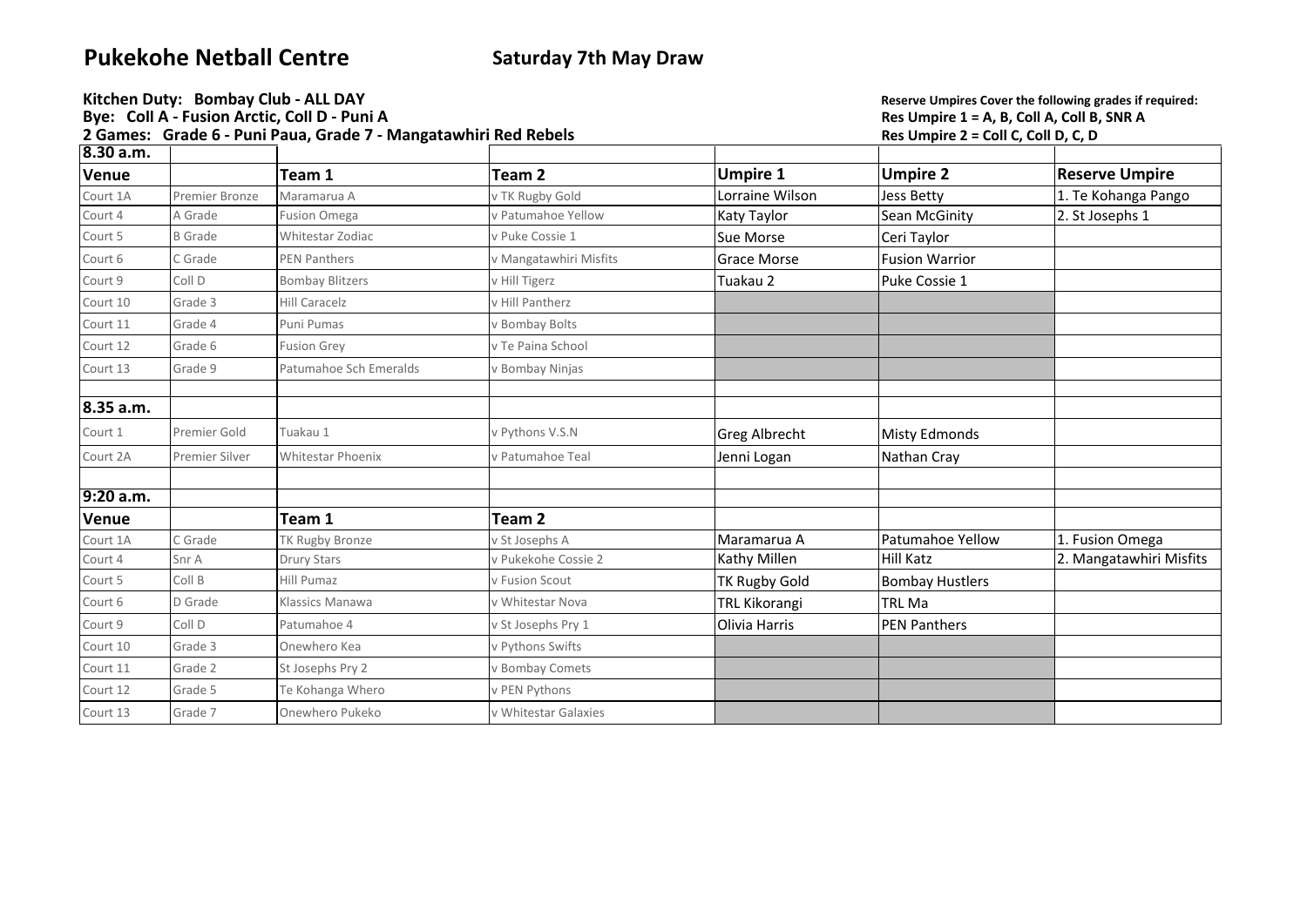# Pukekohe Netball Centre

## Saturday 7th May Draw

**Kitchen Duty: Bombay Club - ALL DAY**
**Bye: Coll A - Fusion Arctic, Coll D - Puni A**
**2 Games: Grade 6 - Puni Paua, Grade 7 - Mangatawhiri Red Rebels**

**Reserve Umpires Cover the following grades if required:**
**Res Umpire 1 = A, B, Coll A, Coll B, SNR A**
**Res Umpire 2 = Coll C, Coll D, C, D**

| **8.30 a.m.** | | | | | | |
|---|---|---|---|---|---|---|
| **Venue** | | **Team 1** | **Team 2** | **Umpire 1** | **Umpire 2** | **Reserve Umpire** |
| Court 1A | Premier Bronze | Maramarua A | v TK Rugby Gold | Lorraine Wilson | Jess Betty | 1. Te Kohanga Pango |
| Court 4 | A Grade | Fusion Omega | v Patumahoe Yellow | Katy Taylor | Sean McGinity | 2. St Josephs 1 |
| Court 5 | B Grade | Whitestar Zodiac | v Puke Cossie 1 | Sue Morse | Ceri Taylor | |
| Court 6 | C Grade | PEN Panthers | v Mangatawhiri Misfits | Grace Morse | Fusion Warrior | |
| Court 9 | Coll D | Bombay Blitzers | v Hill Tigerz | Tuakau 2 | Puke Cossie 1 | |
| Court 10 | Grade 3 | Hill Caracelz | v Hill Pantherz | | | |
| Court 11 | Grade 4 | Puni Pumas | v Bombay Bolts | | | |
| Court 12 | Grade 6 | Fusion Grey | v Te Paina School | | | |
| Court 13 | Grade 9 | Patumahoe Sch Emeralds | v Bombay Ninjas | | | |
| | | | | | | |
| **8.35 a.m.** | | | | | | |
| Court 1 | Premier Gold | Tuakau 1 | v Pythons V.S.N | Greg Albrecht | Misty Edmonds | |
| Court 2A | Premier Silver | Whitestar Phoenix | v Patumahoe Teal | Jenni Logan | Nathan Cray | |
| | | | | | | |
| **9:20 a.m.** | | | | | | |
| **Venue** | | **Team 1** | **Team 2** | | | |
| Court 1A | C Grade | TK Rugby Bronze | v St Josephs A | Maramarua A | Patumahoe Yellow | 1. Fusion Omega |
| Court 4 | Snr A | Drury Stars | v Pukekohe Cossie 2 | Kathy Millen | Hill Katz | 2. Mangatawhiri Misfits |
| Court 5 | Coll B | Hill Pumaz | v Fusion Scout | TK Rugby Gold | Bombay Hustlers | |
| Court 6 | D Grade | Klassics Manawa | v Whitestar Nova | TRL Kikorangi | TRL Ma | |
| Court 9 | Coll D | Patumahoe 4 | v St Josephs Pry 1 | Olivia Harris | PEN Panthers | |
| Court 10 | Grade 3 | Onewhero Kea | v Pythons Swifts | | | |
| Court 11 | Grade 2 | St Josephs Pry 2 | v Bombay Comets | | | |
| Court 12 | Grade 5 | Te Kohanga Whero | v PEN Pythons | | | |
| Court 13 | Grade 7 | Onewhero Pukeko | v Whitestar Galaxies | | | |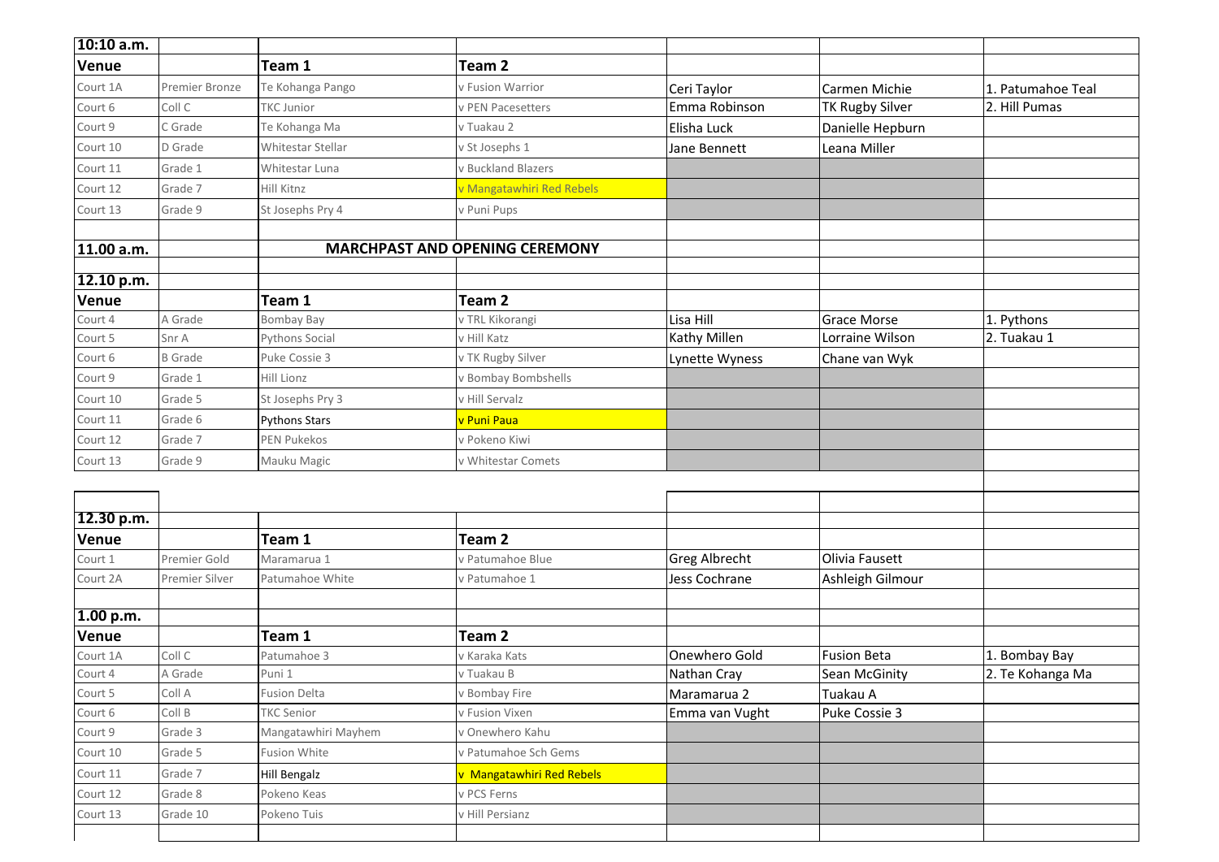| 10:10 a.m. | | | | | | |
|---|---|---|---|---|---|---|
| **Venue** | | **Team 1** | **Team 2** | | | |
| Court 1A | Premier Bronze | Te Kohanga Pango | v Fusion Warrior | Ceri Taylor | Carmen Michie | 1. Patumahoe Teal |
| Court 6 | Coll C | TKC Junior | v PEN Pacesetters | Emma Robinson | TK Rugby Silver | 2. Hill Pumas |
| Court 9 | C Grade | Te Kohanga Ma | v Tuakau 2 | Elisha Luck | Danielle Hepburn | |
| Court 10 | D Grade | Whitestar Stellar | v St Josephs 1 | Jane Bennett | Leana Miller | |
| Court 11 | Grade 1 | Whitestar Luna | v Buckland Blazers | | | |
| Court 12 | Grade 7 | Hill Kitnz | v Mangatawhiri Red Rebels | | | |
| Court 13 | Grade 9 | St Josephs Pry 4 | v Puni Pups | | | |
| | | | | | | |
| **11.00 a.m.** | | **MARCHPAST AND OPENING CEREMONY** | | | | |
| | | | | | | |
| **12.10 p.m.** | | | | | | |
| **Venue** | | **Team 1** | **Team 2** | | | |
| Court 4 | A Grade | Bombay Bay | v TRL Kikorangi | Lisa Hill | Grace Morse | 1. Pythons |
| Court 5 | Snr A | Pythons Social | v Hill Katz | Kathy Millen | Lorraine Wilson | 2. Tuakau 1 |
| Court 6 | B Grade | Puke Cossie 3 | v TK Rugby Silver | Lynette Wyness | Chane van Wyk | |
| Court 9 | Grade 1 | Hill Lionz | v Bombay Bombshells | | | |
| Court 10 | Grade 5 | St Josephs Pry 3 | v Hill Servalz | | | |
| Court 11 | Grade 6 | Pythons Stars | v Puni Paua | | | |
| Court 12 | Grade 7 | PEN Pukekos | v Pokeno Kiwi | | | |
| Court 13 | Grade 9 | Mauku Magic | v Whitestar Comets | | | |
| | | | | | | |
| **12.30 p.m.** | | | | | | |
| **Venue** | | **Team 1** | **Team 2** | | | |
| Court 1 | Premier Gold | Maramarua 1 | v Patumahoe Blue | Greg Albrecht | Olivia Fausett | |
| Court 2A | Premier Silver | Patumahoe White | v Patumahoe 1 | Jess Cochrane | Ashleigh Gilmour | |
| | | | | | | |
| **1.00 p.m.** | | | | | | |
| **Venue** | | **Team 1** | **Team 2** | | | |
| Court 1A | Coll C | Patumahoe 3 | v Karaka Kats | Onewhero Gold | Fusion Beta | 1. Bombay Bay |
| Court 4 | A Grade | Puni 1 | v Tuakau B | Nathan Cray | Sean McGinity | 2. Te Kohanga Ma |
| Court 5 | Coll A | Fusion Delta | v Bombay Fire | Maramarua 2 | Tuakau A | |
| Court 6 | Coll B | TKC Senior | v Fusion Vixen | Emma van Vught | Puke Cossie 3 | |
| Court 9 | Grade 3 | Mangatawhiri Mayhem | v Onewhero Kahu | | | |
| Court 10 | Grade 5 | Fusion White | v Patumahoe Sch Gems | | | |
| Court 11 | Grade 7 | Hill Bengalz | v Mangatawhiri Red Rebels | | | |
| Court 12 | Grade 8 | Pokeno Keas | v PCS Ferns | | | |
| Court 13 | Grade 10 | Pokeno Tuis | v Hill Persianz | | | |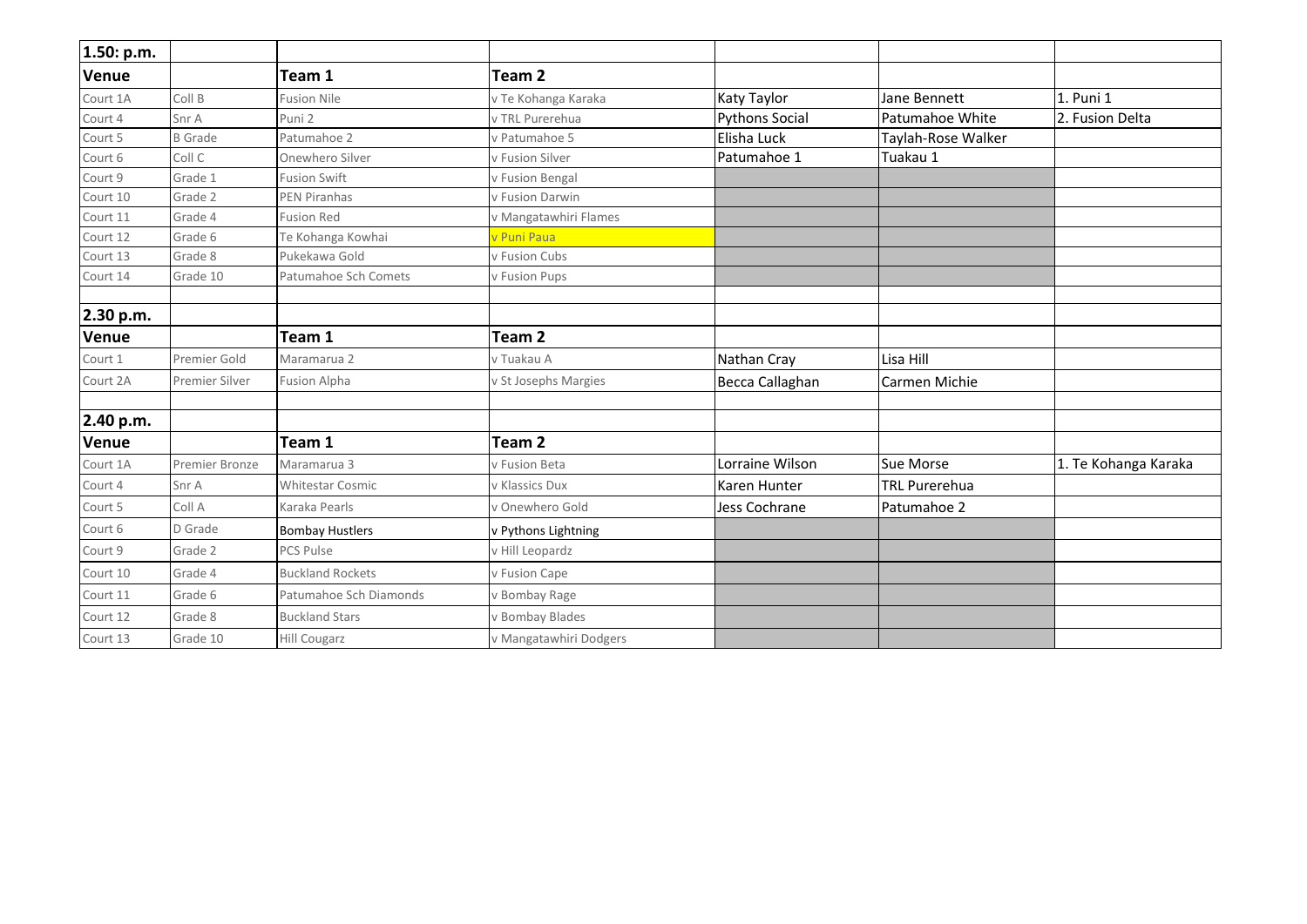| | | | | | | |
|---|---|---|---|---|---|---|
| **1.50: p.m.** | | | | | | |
| **Venue** | | **Team 1** | **Team 2** | | | |
| Court 1A | Coll B | Fusion Nile | v Te Kohanga Karaka | Katy Taylor | Jane Bennett | 1. Puni 1 |
| Court 4 | Snr A | Puni 2 | v TRL Purerehua | Pythons Social | Patumahoe White | 2. Fusion Delta |
| Court 5 | B Grade | Patumahoe 2 | v Patumahoe 5 | Elisha Luck | Taylah-Rose Walker | |
| Court 6 | Coll C | Onewhero Silver | v Fusion Silver | Patumahoe 1 | Tuakau 1 | |
| Court 9 | Grade 1 | Fusion Swift | v Fusion Bengal | | | |
| Court 10 | Grade 2 | PEN Piranhas | v Fusion Darwin | | | |
| Court 11 | Grade 4 | Fusion Red | v Mangatawhiri Flames | | | |
| Court 12 | Grade 6 | Te Kohanga Kowhai | v Puni Paua | | | |
| Court 13 | Grade 8 | Pukekawa Gold | v Fusion Cubs | | | |
| Court 14 | Grade 10 | Patumahoe Sch Comets | v Fusion Pups | | | |
| | | | | | | |
| **2.30 p.m.** | | | | | | |
| **Venue** | | **Team 1** | **Team 2** | | | |
| Court 1 | Premier Gold | Maramarua 2 | v Tuakau A | Nathan Cray | Lisa Hill | |
| Court 2A | Premier Silver | Fusion Alpha | v St Josephs Margies | Becca Callaghan | Carmen Michie | |
| | | | | | | |
| **2.40 p.m.** | | | | | | |
| **Venue** | | **Team 1** | **Team 2** | | | |
| Court 1A | Premier Bronze | Maramarua 3 | v Fusion Beta | Lorraine Wilson | Sue Morse | 1. Te Kohanga Karaka |
| Court 4 | Snr A | Whitestar Cosmic | v Klassics Dux | Karen Hunter | TRL Purerehua | |
| Court 5 | Coll A | Karaka Pearls | v Onewhero Gold | Jess Cochrane | Patumahoe 2 | |
| Court 6 | D Grade | Bombay Hustlers | v Pythons Lightning | | | |
| Court 9 | Grade 2 | PCS Pulse | v Hill Leopardz | | | |
| Court 10 | Grade 4 | Buckland Rockets | v Fusion Cape | | | |
| Court 11 | Grade 6 | Patumahoe Sch Diamonds | v Bombay Rage | | | |
| Court 12 | Grade 8 | Buckland Stars | v Bombay Blades | | | |
| Court 13 | Grade 10 | Hill Cougarz | v Mangatawhiri Dodgers | | | |